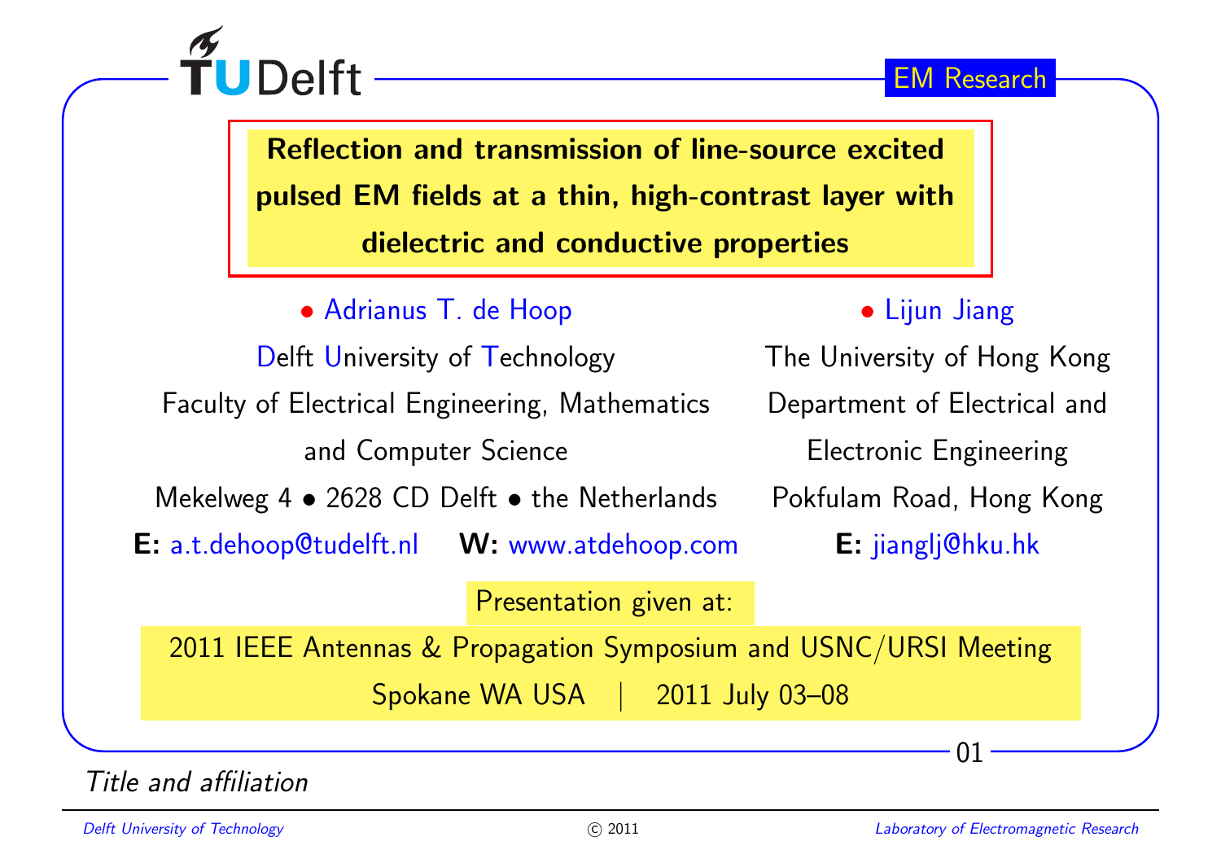# Reflection and transmission of line-source excited pulsed EM fields at a thin, high-contrast layer with dielectric and conductive properties

• Adrianus T. de Hoop

Delft University of Technology

Faculty of Electrical Engineering, Mathematics and Computer Science

Mekelweg 4 • 2628 CD Delft • the Netherlands

**E:** a.t.dehoop@tudelft.nl **W:** www.atdehoop.com

• Lijun Jiang

The University of Hong Kong

Department of Electrical and Electronic Engineering

Pokfulam Road, Hong Kong

**E:** jianglj@hku.hk

Presentation given at:

2011 IEEE Antennas & Propagation Symposium and USNC/URSI Meeting

Spokane WA USA | 2011 July 03–08

*Title and affiliation*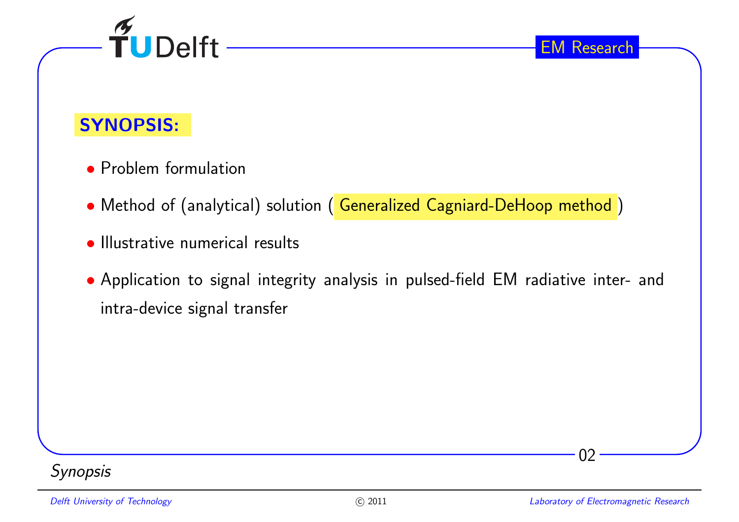## SYNOPSIS:

- Problem formulation
- Method of (analytical) solution ( Generalized Cagniard-DeHoop method )
- Illustrative numerical results
- Application to signal integrity analysis in pulsed-field EM radiative inter- and intra-device signal transfer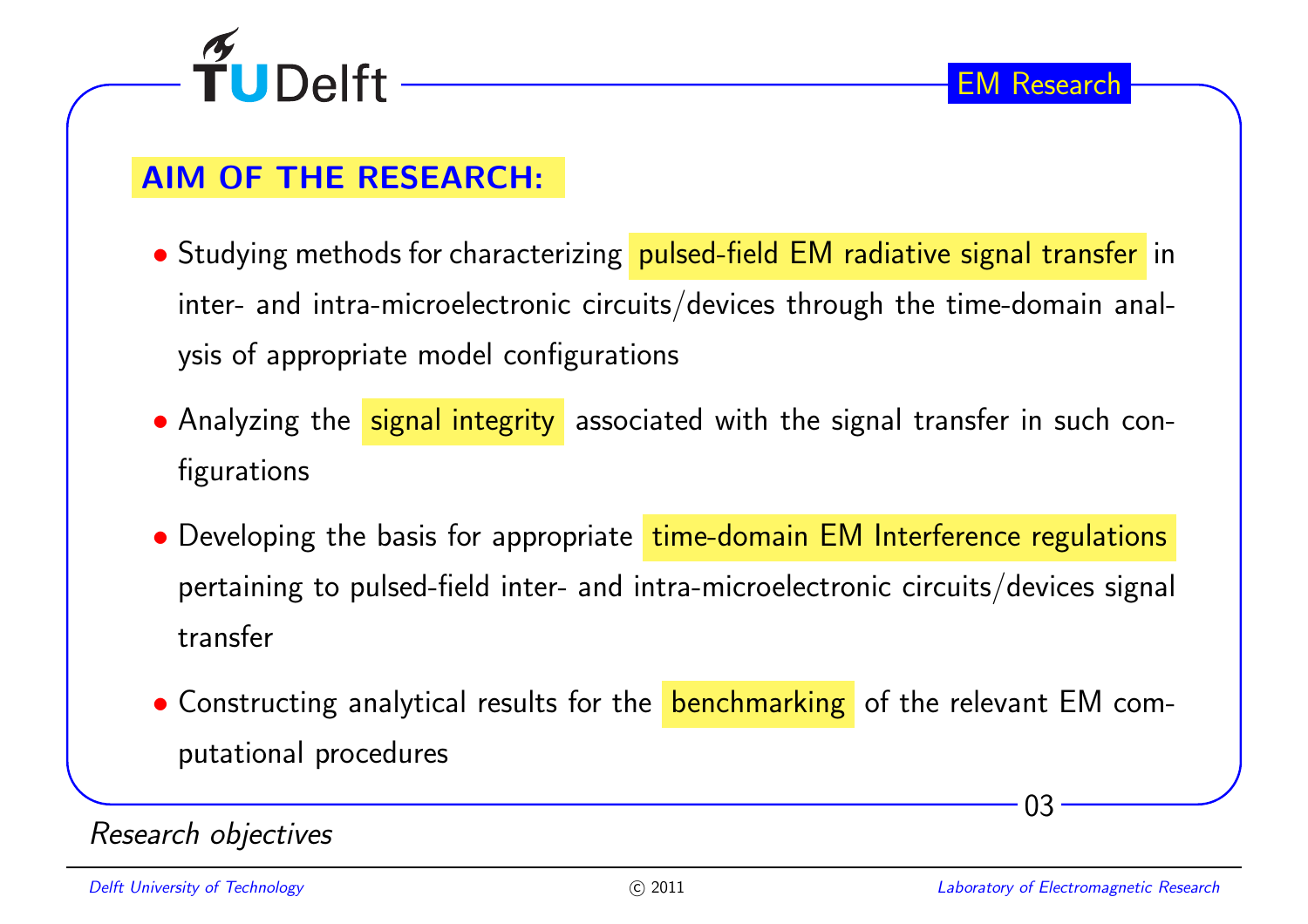## AIM OF THE RESEARCH:

- Studying methods for characterizing pulsed-field EM radiative signal transfer in inter- and intra-microelectronic circuits/devices through the time-domain analysis of appropriate model configurations
- Analyzing the signal integrity associated with the signal transfer in such configurations
- Developing the basis for appropriate time-domain EM Interference regulations pertaining to pulsed-field inter- and intra-microelectronic circuits/devices signal transfer
- Constructing analytical results for the benchmarking of the relevant EM computational procedures

*Research objectives*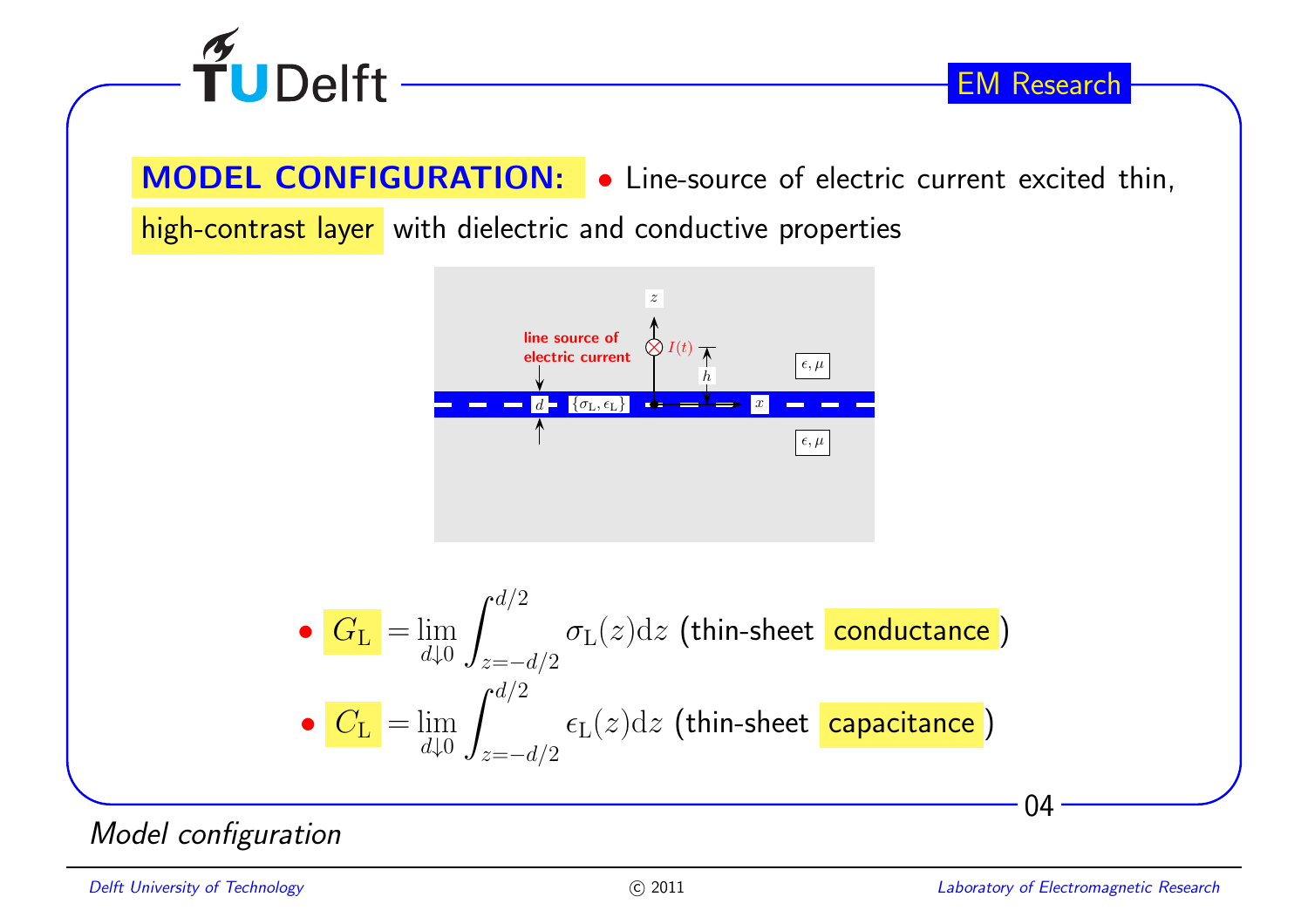**MODEL CONFIGURATION:**

- Line-source of electric current excited thin, high-contrast layer with dielectric and conductive properties

- $G_{\mathrm{L}} = \lim_{d \downarrow 0} \int_{z=-d/2}^{d/2} \sigma_{\mathrm{L}}(z) \mathrm{d}z$ (thin-sheet conductance)
- $C_{\mathrm{L}} = \lim_{d \downarrow 0} \int_{z=-d/2}^{d/2} \epsilon_{\mathrm{L}}(z) \mathrm{d}z$ (thin-sheet capacitance)

*Model configuration*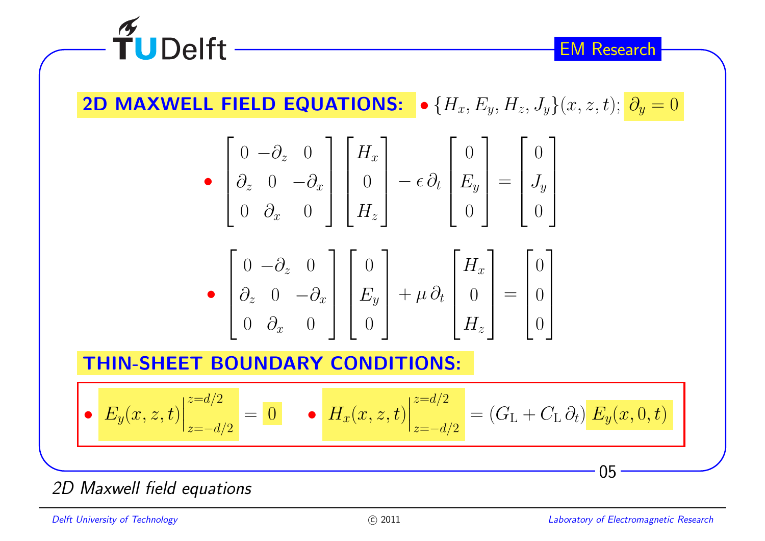## 2D MAXWELL FIELD EQUATIONS:

- $\{H_x, E_y, H_z, J_y\}(x, z, t)$; $\partial_y = 0$

- $$\begin{bmatrix} 0 & -\partial_z & 0 \\ \partial_z & 0 & -\partial_x \\ 0 & \partial_x & 0 \end{bmatrix} \begin{bmatrix} H_x \\ 0 \\ H_z \end{bmatrix} - \epsilon\, \partial_t \begin{bmatrix} 0 \\ E_y \\ 0 \end{bmatrix} = \begin{bmatrix} 0 \\ J_y \\ 0 \end{bmatrix}$$

- $$\begin{bmatrix} 0 & -\partial_z & 0 \\ \partial_z & 0 & -\partial_x \\ 0 & \partial_x & 0 \end{bmatrix} \begin{bmatrix} 0 \\ E_y \\ 0 \end{bmatrix} + \mu\, \partial_t \begin{bmatrix} H_x \\ 0 \\ H_z \end{bmatrix} = \begin{bmatrix} 0 \\ 0 \\ 0 \end{bmatrix}$$

## THIN-SHEET BOUNDARY CONDITIONS:

- $E_y(x, z, t)\Big|_{z=-d/2}^{z=d/2} = 0$
- $H_x(x, z, t)\Big|_{z=-d/2}^{z=d/2} = (G_\mathrm{L} + C_\mathrm{L}\, \partial_t)\, E_y(x, 0, t)$

*2D Maxwell field equations*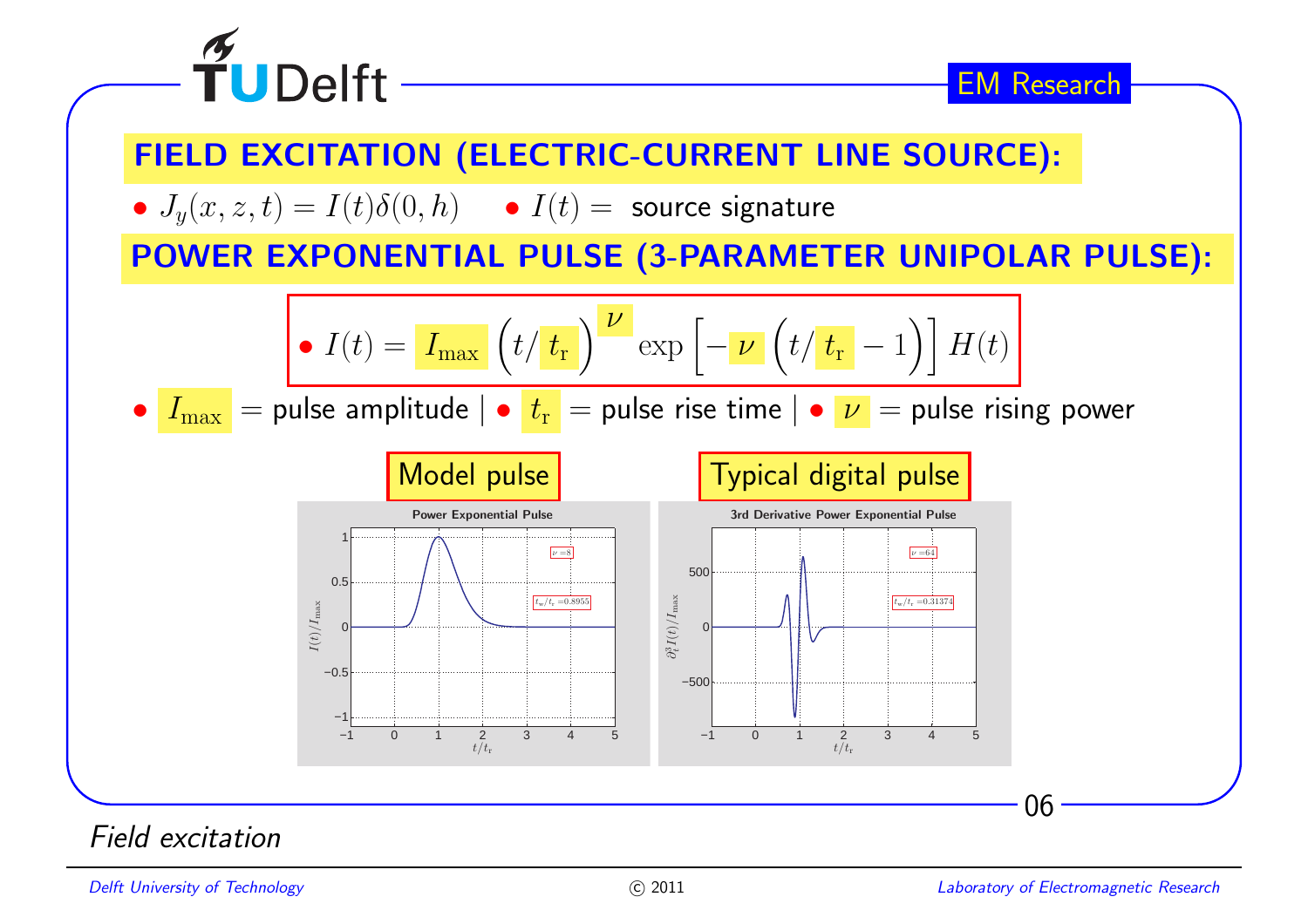## FIELD EXCITATION (ELECTRIC-CURRENT LINE SOURCE):

- $J_y(x, z, t) = I(t)\delta(0, h)$  • $I(t) =$ source signature

## POWER EXPONENTIAL PULSE (3-PARAMETER UNIPOLAR PULSE):

$$\bullet\ I(t) = I_{\max} \left(t/t_{\mathrm{r}}\right)^{\nu} \exp\left[-\nu\left(t/t_{\mathrm{r}} - 1\right)\right] H(t)$$

- $I_{\max}$ = pulse amplitude | • $t_{\mathrm{r}}$ = pulse rise time | • $\nu$ = pulse rising power

Model pulse

Typical digital pulse

*Field excitation*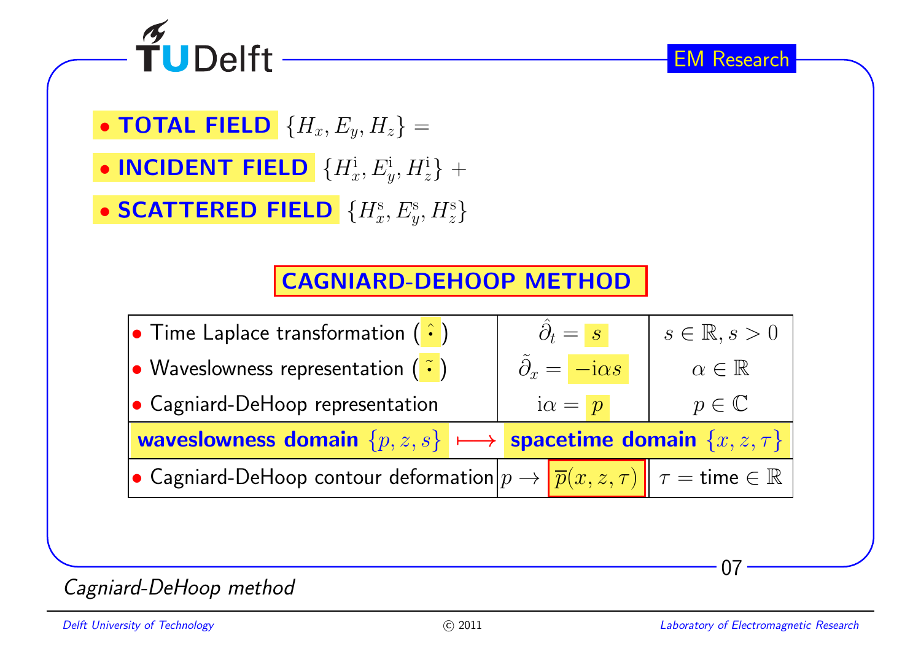- **TOTAL FIELD** $\{H_x, E_y, H_z\} =$
- **INCIDENT FIELD** $\{H_x^{\mathrm{i}}, E_y^{\mathrm{i}}, H_z^{\mathrm{i}}\} +$
- **SCATTERED FIELD** $\{H_x^{\mathrm{s}}, E_y^{\mathrm{s}}, H_z^{\mathrm{s}}\}$

## CAGNIARD-DEHOOP METHOD

| | | |
|---|---|---|
| • Time Laplace transformation ($\hat{\cdot}$) | $\hat{\partial}_t = s$ | $s \in \mathbb{R}, s > 0$ |
| • Waveslowness representation ($\tilde{\cdot}$) | $\tilde{\partial}_x = -\mathrm{i}\alpha s$ | $\alpha \in \mathbb{R}$ |
| • Cagniard-DeHoop representation | $\mathrm{i}\alpha = p$ | $p \in \mathbb{C}$ |
| **waveslowness domain** $\{p, z, s\}$ $\longmapsto$ | **spacetime domain** $\{x, z, \tau\}$ | |
| • Cagniard-DeHoop contour deformation | $p \to \overline{p}(x, z, \tau)$ | $\tau =$ time $\in \mathbb{R}$ |

*Cagniard-DeHoop method*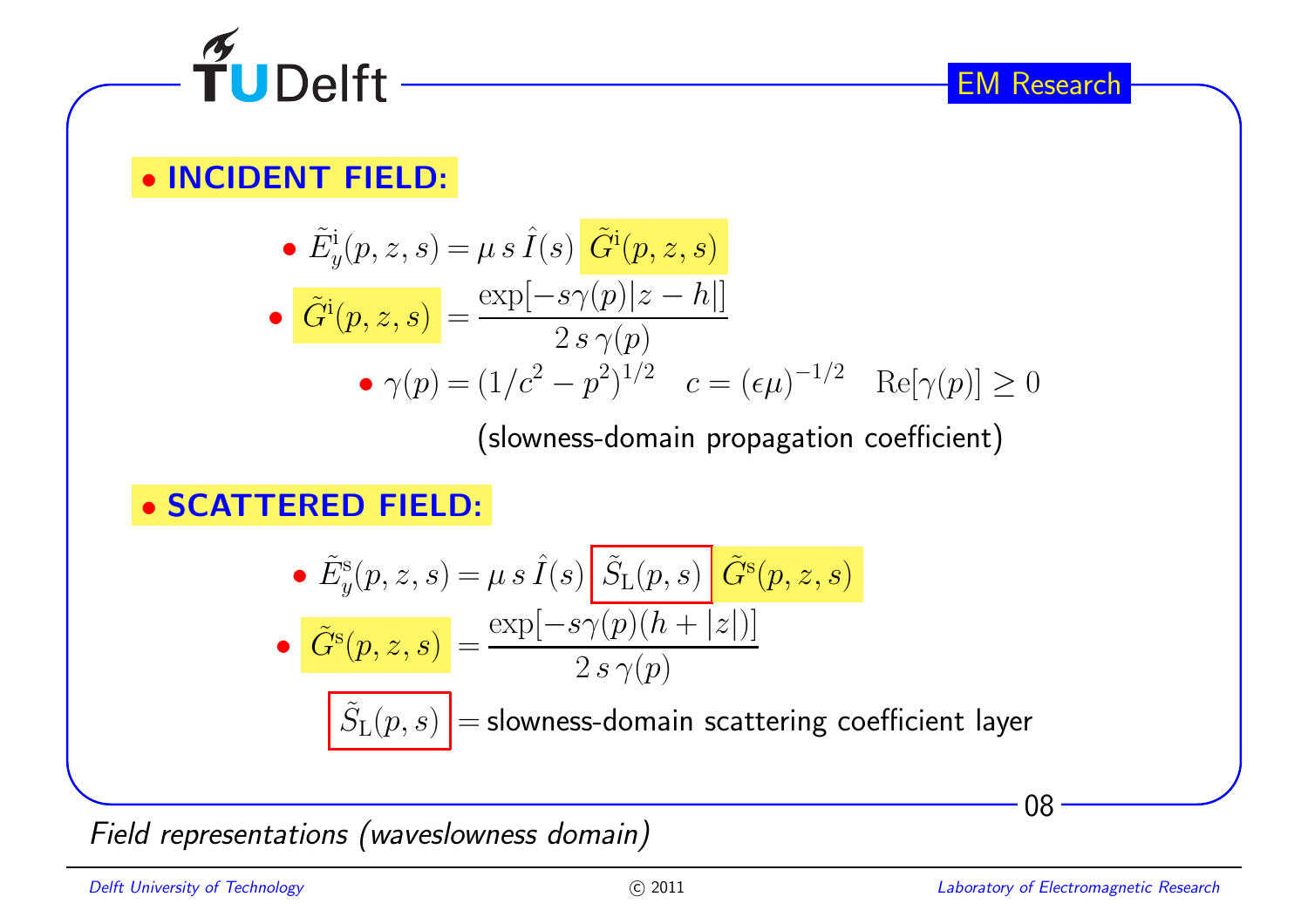## • INCIDENT FIELD:

- $\tilde{E}^{\mathrm{i}}_{y}(p,z,s) = \mu\, s\, \hat{I}(s)\, \tilde{G}^{\mathrm{i}}(p,z,s)$
- $\tilde{G}^{\mathrm{i}}(p,z,s) = \dfrac{\exp[-s\gamma(p)|z-h|]}{2\, s\, \gamma(p)}$
  - $\gamma(p) = (1/c^2 - p^2)^{1/2} \quad c = (\epsilon\mu)^{-1/2} \quad \mathrm{Re}[\gamma(p)] \geq 0$

    (slowness-domain propagation coefficient)

## • SCATTERED FIELD:

- $\tilde{E}^{\mathrm{s}}_{y}(p,z,s) = \mu\, s\, \hat{I}(s)\, \tilde{S}_{\mathrm{L}}(p,s)\, \tilde{G}^{\mathrm{s}}(p,z,s)$
- $\tilde{G}^{\mathrm{s}}(p,z,s) = \dfrac{\exp[-s\gamma(p)(h+|z|)]}{2\, s\, \gamma(p)}$

  $\tilde{S}_{\mathrm{L}}(p,s)$ = slowness-domain scattering coefficient layer

*Field representations (waveslowness domain)*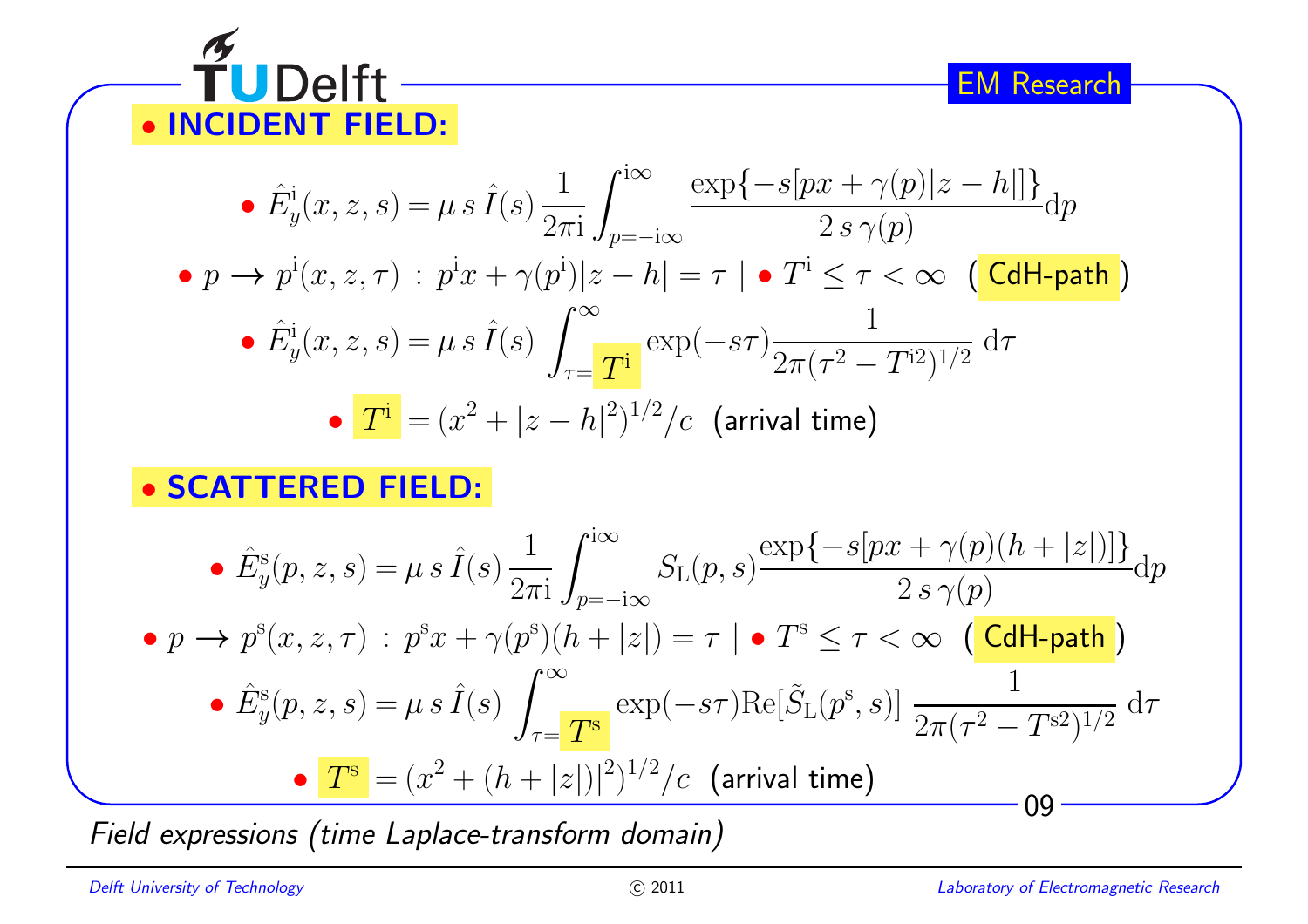## • INCIDENT FIELD:

- $$\hat{E}_y^{\mathrm{i}}(x,z,s) = \mu\, s\, \hat{I}(s)\, \frac{1}{2\pi\mathrm{i}} \int_{p=-\mathrm{i}\infty}^{\mathrm{i}\infty} \frac{\exp\{-s[px + \gamma(p)|z-h|]\}}{2\, s\, \gamma(p)} \mathrm{d}p$$
- $p \to p^{\mathrm{i}}(x,z,\tau)\,:\, p^{\mathrm{i}}x + \gamma(p^{\mathrm{i}})|z-h| = \tau$ | • $T^{\mathrm{i}} \le \tau < \infty$ ( CdH-path )
- $$\hat{E}_y^{\mathrm{i}}(x,z,s) = \mu\, s\, \hat{I}(s) \int_{\tau=T^{\mathrm{i}}}^{\infty} \exp(-s\tau) \frac{1}{2\pi(\tau^2 - T^{\mathrm{i}2})^{1/2}}\, \mathrm{d}\tau$$
- $T^{\mathrm{i}} = (x^2 + |z-h|^2)^{1/2}/c$ (arrival time)

## • SCATTERED FIELD:

- $$\hat{E}_y^{\mathrm{s}}(p,z,s) = \mu\, s\, \hat{I}(s)\, \frac{1}{2\pi\mathrm{i}} \int_{p=-\mathrm{i}\infty}^{\mathrm{i}\infty} S_{\mathrm{L}}(p,s) \frac{\exp\{-s[px + \gamma(p)(h+|z|)]\}}{2\, s\, \gamma(p)} \mathrm{d}p$$
- $p \to p^{\mathrm{s}}(x,z,\tau)\,:\, p^{\mathrm{s}}x + \gamma(p^{\mathrm{s}})(h+|z|) = \tau$ | • $T^{\mathrm{s}} \le \tau < \infty$ ( CdH-path )
- $$\hat{E}_y^{\mathrm{s}}(p,z,s) = \mu\, s\, \hat{I}(s) \int_{\tau=T^{\mathrm{s}}}^{\infty} \exp(-s\tau) \mathrm{Re}[\tilde{S}_{\mathrm{L}}(p^{\mathrm{s}},s)]\, \frac{1}{2\pi(\tau^2 - T^{\mathrm{s}2})^{1/2}}\, \mathrm{d}\tau$$
- $T^{\mathrm{s}} = (x^2 + (h+|z|)|^2)^{1/2}/c$ (arrival time)

*Field expressions (time Laplace-transform domain)*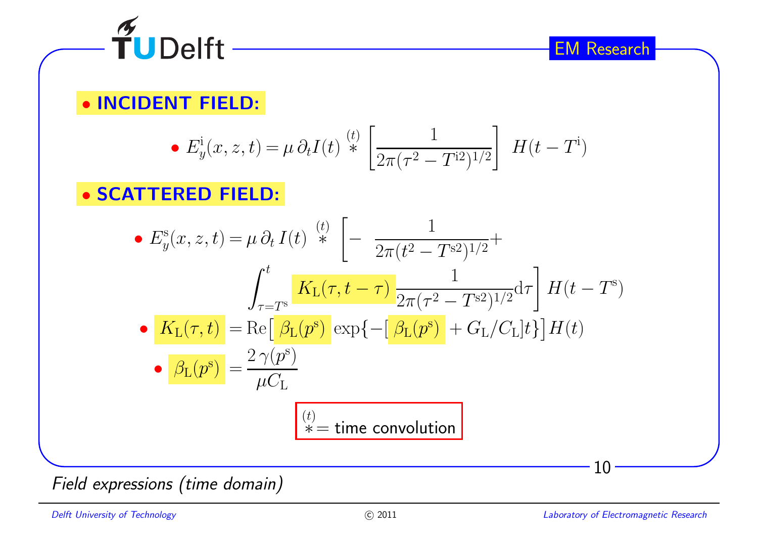## • INCIDENT FIELD:

- $$E_y^{\mathrm{i}}(x,z,t) = \mu\,\partial_t I(t) \overset{(t)}{*} \left[\frac{1}{2\pi(\tau^2 - T^{\mathrm{i}2})^{1/2}}\right] H(t - T^{\mathrm{i}})$$

## • SCATTERED FIELD:

- $$E_y^{\mathrm{s}}(x,z,t) = \mu\,\partial_t\, I(t) \overset{(t)}{*} \left[-\frac{1}{2\pi(t^2 - T^{\mathrm{s}2})^{1/2}} + \int_{\tau=T^{\mathrm{s}}}^{t} K_{\mathrm{L}}(\tau, t-\tau)\,\frac{1}{2\pi(\tau^2 - T^{\mathrm{s}2})^{1/2}}\mathrm{d}\tau\right] H(t - T^{\mathrm{s}})$$
- $$K_{\mathrm{L}}(\tau,t) = \mathrm{Re}\big[\beta_{\mathrm{L}}(p^{\mathrm{s}})\exp\{-[\beta_{\mathrm{L}}(p^{\mathrm{s}}) + G_{\mathrm{L}}/C_{\mathrm{L}}]t\}\big]H(t)$$
  - $$\beta_{\mathrm{L}}(p^{\mathrm{s}}) = \frac{2\,\gamma(p^{\mathrm{s}})}{\mu C_{\mathrm{L}}}$$

$\overset{(t)}{*}$ = time convolution

*Field expressions (time domain)*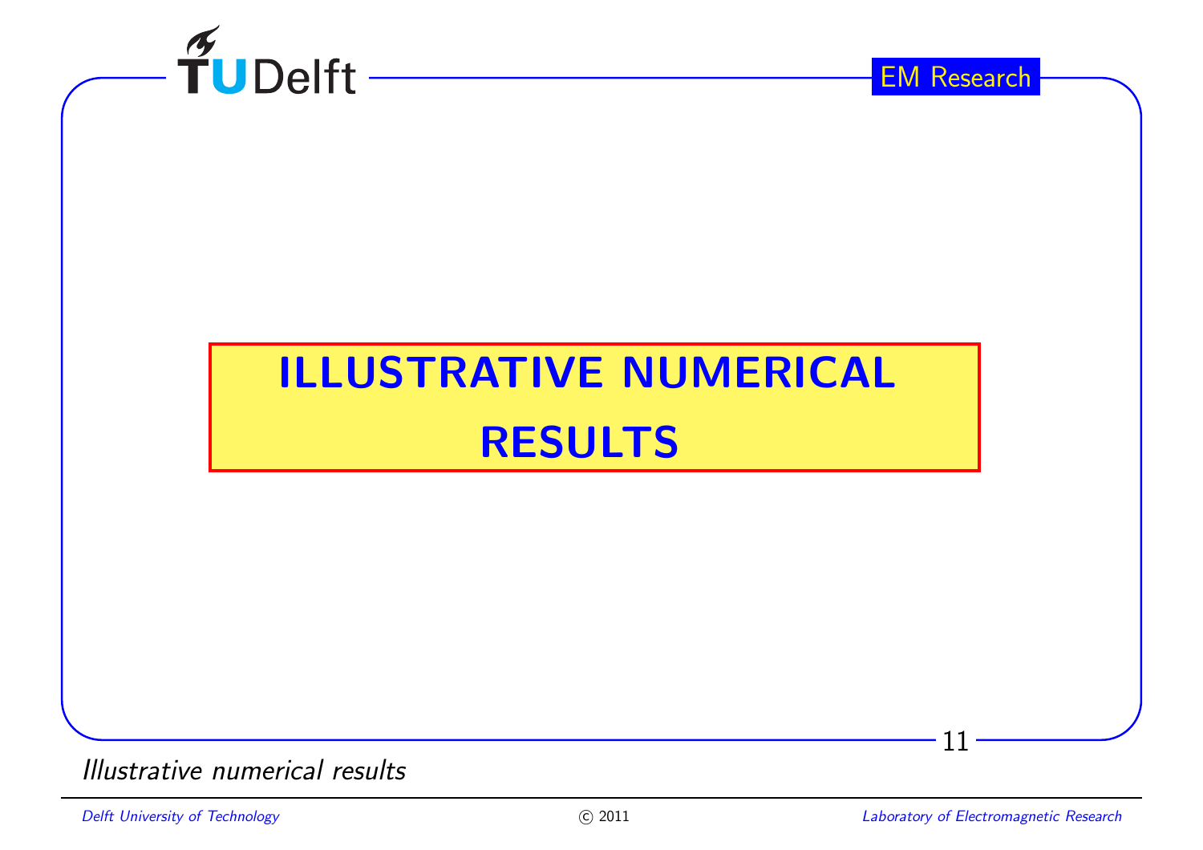# ILLUSTRATIVE NUMERICAL RESULTS

*Illustrative numerical results*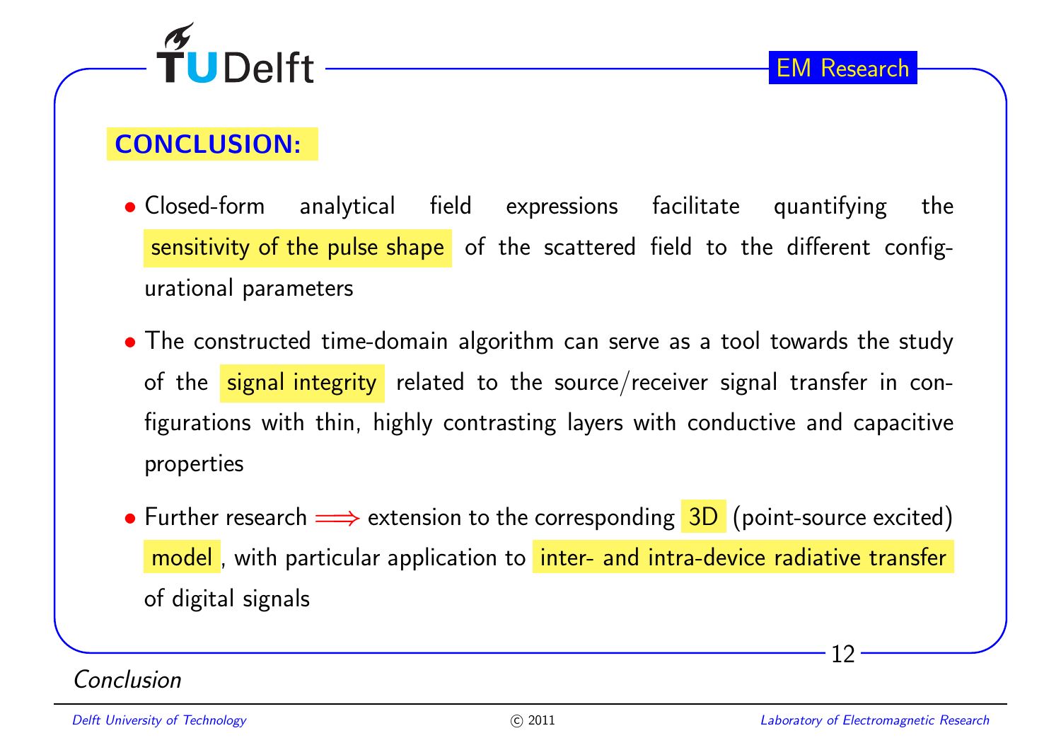## CONCLUSION:

- Closed-form analytical field expressions facilitate quantifying the sensitivity of the pulse shape of the scattered field to the different configurational parameters
- The constructed time-domain algorithm can serve as a tool towards the study of the signal integrity related to the source/receiver signal transfer in configurations with thin, highly contrasting layers with conductive and capacitive properties
- Further research $\Longrightarrow$ extension to the corresponding 3D (point-source excited) model, with particular application to inter- and intra-device radiative transfer of digital signals